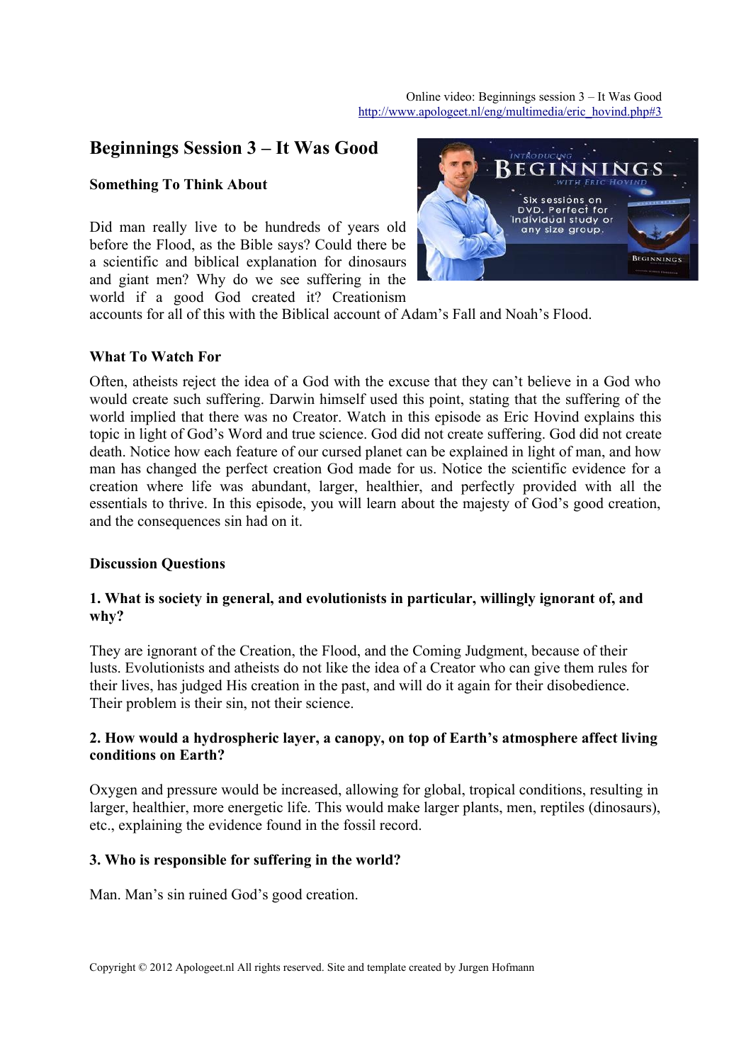Online video: Beginnings session 3 – It Was Good
http://www.apologeet.nl/eng/multimedia/eric_hovind.php#3

# Beginnings Session 3 – It Was Good

### Something To Think About

Did man really live to be hundreds of years old before the Flood, as the Bible says? Could there be a scientific and biblical explanation for dinosaurs and giant men? Why do we see suffering in the world if a good God created it? Creationism accounts for all of this with the Biblical account of Adam's Fall and Noah's Flood.

### What To Watch For

Often, atheists reject the idea of a God with the excuse that they can't believe in a God who would create such suffering. Darwin himself used this point, stating that the suffering of the world implied that there was no Creator. Watch in this episode as Eric Hovind explains this topic in light of God's Word and true science. God did not create suffering. God did not create death. Notice how each feature of our cursed planet can be explained in light of man, and how man has changed the perfect creation God made for us. Notice the scientific evidence for a creation where life was abundant, larger, healthier, and perfectly provided with all the essentials to thrive. In this episode, you will learn about the majesty of God's good creation, and the consequences sin had on it.

### Discussion Questions

**1. What is society in general, and evolutionists in particular, willingly ignorant of, and why?**

They are ignorant of the Creation, the Flood, and the Coming Judgment, because of their lusts. Evolutionists and atheists do not like the idea of a Creator who can give them rules for their lives, has judged His creation in the past, and will do it again for their disobedience. Their problem is their sin, not their science.

**2. How would a hydrospheric layer, a canopy, on top of Earth's atmosphere affect living conditions on Earth?**

Oxygen and pressure would be increased, allowing for global, tropical conditions, resulting in larger, healthier, more energetic life. This would make larger plants, men, reptiles (dinosaurs), etc., explaining the evidence found in the fossil record.

**3. Who is responsible for suffering in the world?**

Man. Man's sin ruined God's good creation.

Copyright © 2012 Apologeet.nl All rights reserved. Site and template created by Jurgen Hofmann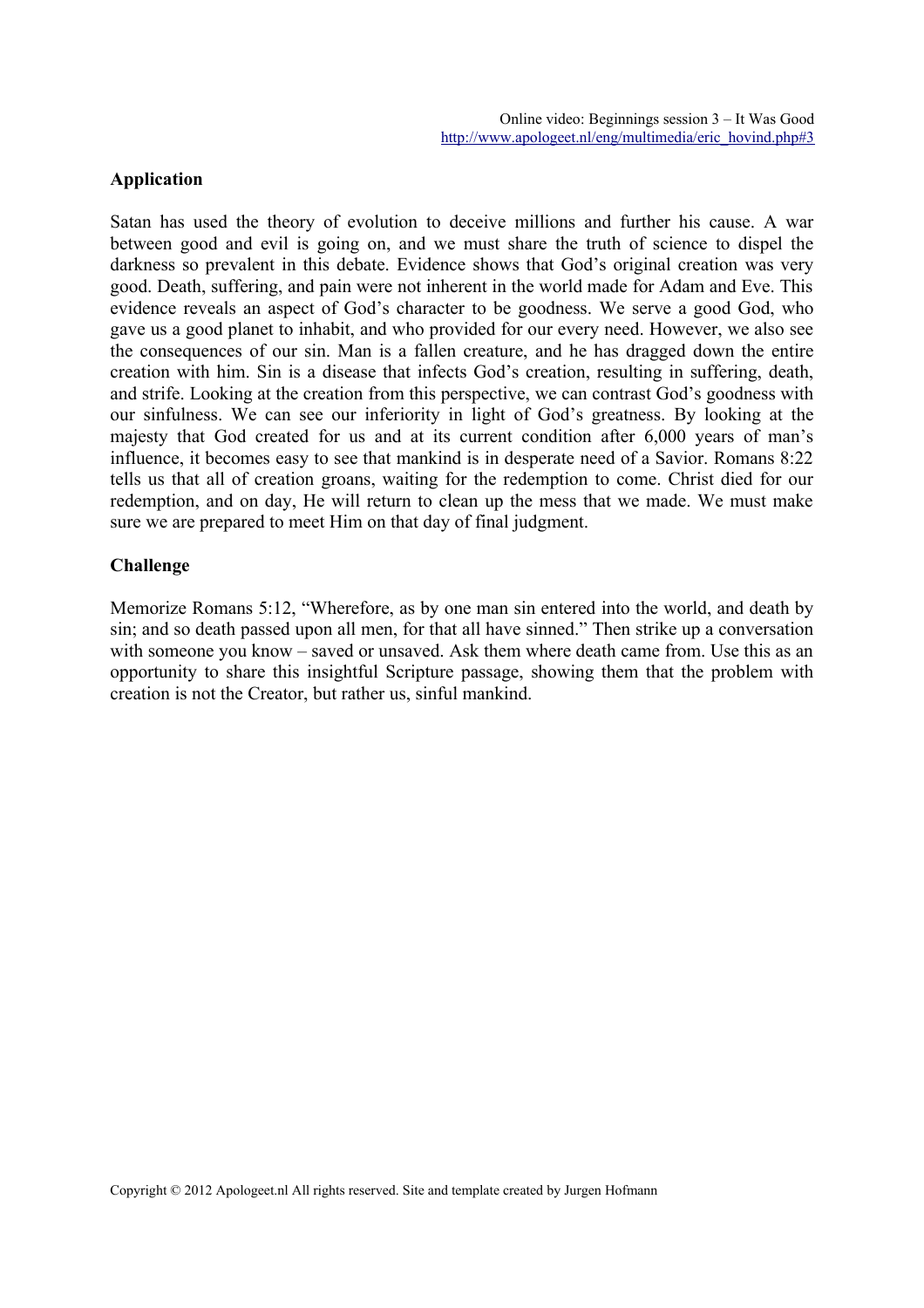Online video: Beginnings session 3 – It Was Good
http://www.apologeet.nl/eng/multimedia/eric_hovind.php#3

## Application

Satan has used the theory of evolution to deceive millions and further his cause. A war between good and evil is going on, and we must share the truth of science to dispel the darkness so prevalent in this debate. Evidence shows that God's original creation was very good. Death, suffering, and pain were not inherent in the world made for Adam and Eve. This evidence reveals an aspect of God's character to be goodness. We serve a good God, who gave us a good planet to inhabit, and who provided for our every need. However, we also see the consequences of our sin. Man is a fallen creature, and he has dragged down the entire creation with him. Sin is a disease that infects God's creation, resulting in suffering, death, and strife. Looking at the creation from this perspective, we can contrast God's goodness with our sinfulness. We can see our inferiority in light of God's greatness. By looking at the majesty that God created for us and at its current condition after 6,000 years of man's influence, it becomes easy to see that mankind is in desperate need of a Savior. Romans 8:22 tells us that all of creation groans, waiting for the redemption to come. Christ died for our redemption, and on day, He will return to clean up the mess that we made. We must make sure we are prepared to meet Him on that day of final judgment.

## Challenge

Memorize Romans 5:12, "Wherefore, as by one man sin entered into the world, and death by sin; and so death passed upon all men, for that all have sinned." Then strike up a conversation with someone you know – saved or unsaved. Ask them where death came from. Use this as an opportunity to share this insightful Scripture passage, showing them that the problem with creation is not the Creator, but rather us, sinful mankind.

Copyright © 2012 Apologeet.nl All rights reserved. Site and template created by Jurgen Hofmann